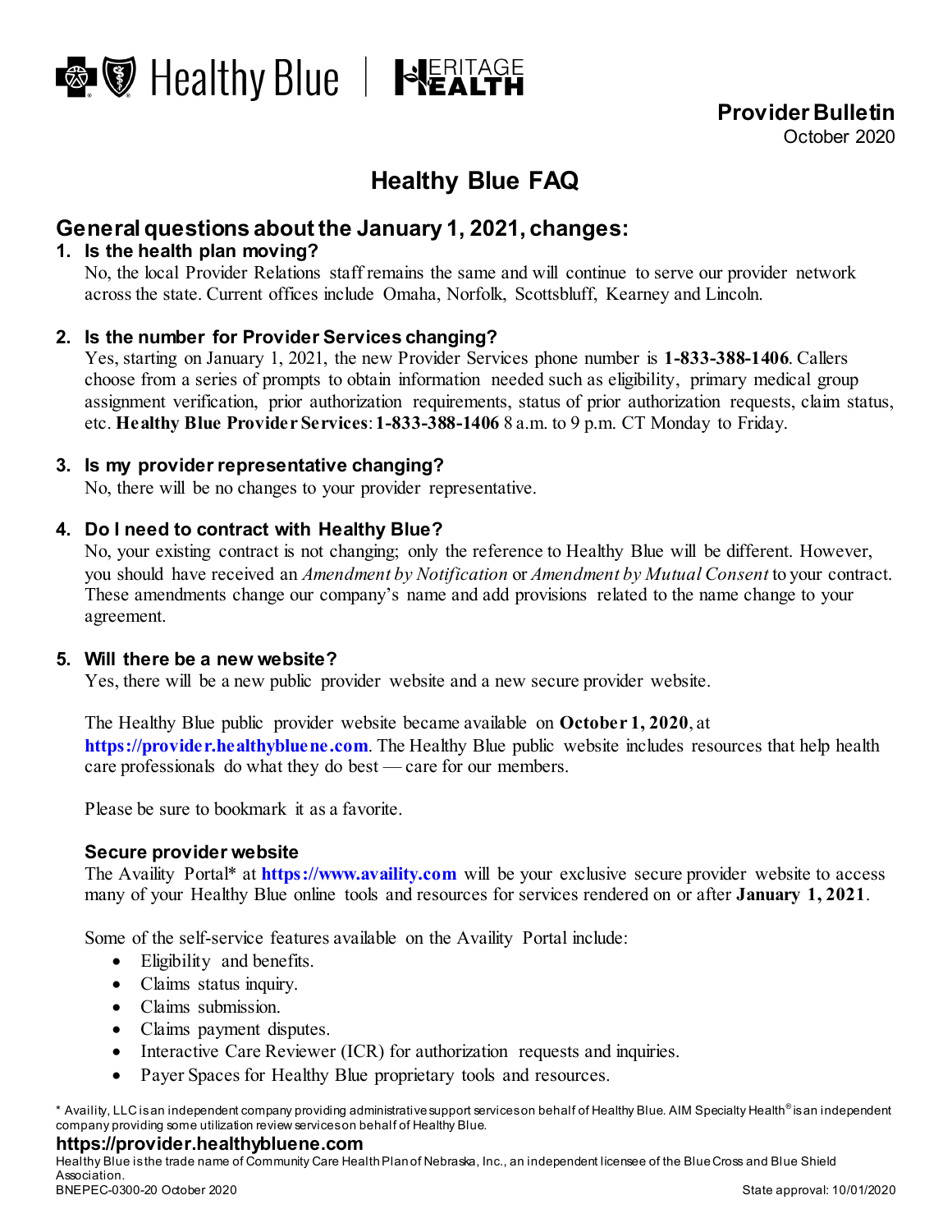Healthy Blue | HERITAGE HEALTH

**Provider Bulletin**
October 2020

# Healthy Blue FAQ

## General questions about the January 1, 2021, changes:

### 1. Is the health plan moving?

No, the local Provider Relations staff remains the same and will continue to serve our provider network across the state. Current offices include Omaha, Norfolk, Scottsbluff, Kearney and Lincoln.

### 2. Is the number for Provider Services changing?

Yes, starting on January 1, 2021, the new Provider Services phone number is **1-833-388-1406**. Callers choose from a series of prompts to obtain information needed such as eligibility, primary medical group assignment verification, prior authorization requirements, status of prior authorization requests, claim status, etc. **Healthy Blue Provider Services**: **1-833-388-1406** 8 a.m. to 9 p.m. CT Monday to Friday.

### 3. Is my provider representative changing?

No, there will be no changes to your provider representative.

### 4. Do I need to contract with Healthy Blue?

No, your existing contract is not changing; only the reference to Healthy Blue will be different. However, you should have received an *Amendment by Notification* or *Amendment by Mutual Consent* to your contract. These amendments change our company's name and add provisions related to the name change to your agreement.

### 5. Will there be a new website?

Yes, there will be a new public provider website and a new secure provider website.

The Healthy Blue public provider website became available on **October 1, 2020**, at **https://provider.healthybluene.com**. The Healthy Blue public website includes resources that help health care professionals do what they do best — care for our members.

Please be sure to bookmark it as a favorite.

#### Secure provider website

The Availity Portal* at **https://www.availity.com** will be your exclusive secure provider website to access many of your Healthy Blue online tools and resources for services rendered on or after **January 1, 2021**.

Some of the self-service features available on the Availity Portal include:

- Eligibility and benefits.
- Claims status inquiry.
- Claims submission.
- Claims payment disputes.
- Interactive Care Reviewer (ICR) for authorization requests and inquiries.
- Payer Spaces for Healthy Blue proprietary tools and resources.

\* Availity, LLC is an independent company providing administrative support services on behalf of Healthy Blue. AIM Specialty Health® is an independent company providing some utilization review services on behalf of Healthy Blue.

**https://provider.healthybluene.com**

Healthy Blue is the trade name of Community Care Health Plan of Nebraska, Inc., an independent licensee of the Blue Cross and Blue Shield Association.

BNEPEC-0300-20 October 2020 State approval: 10/01/2020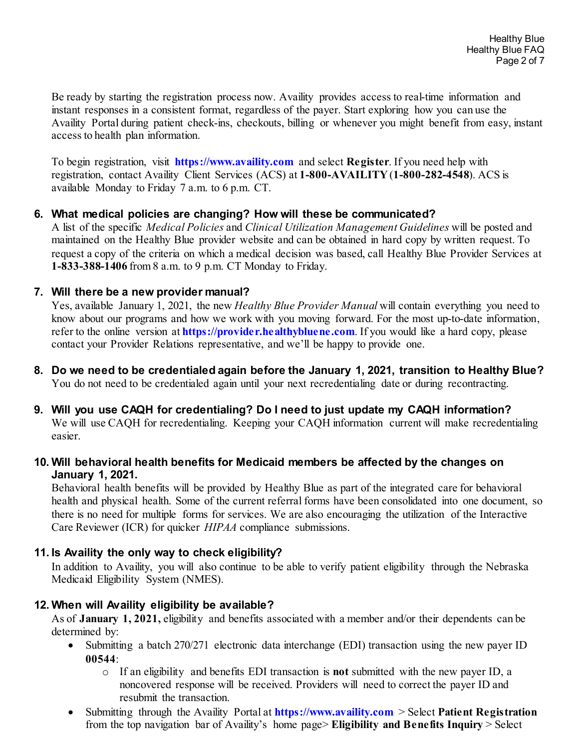Be ready by starting the registration process now. Availity provides access to real-time information and instant responses in a consistent format, regardless of the payer. Start exploring how you can use the Availity Portal during patient check-ins, checkouts, billing or whenever you might benefit from easy, instant access to health plan information.

To begin registration, visit **https://www.availity.com** and select **Register**. If you need help with registration, contact Availity Client Services (ACS) at **1-800-AVAILITY** (**1-800-282-4548**). ACS is available Monday to Friday 7 a.m. to 6 p.m. CT.

6. **What medical policies are changing? How will these be communicated?**
   A list of the specific *Medical Policies* and *Clinical Utilization Management Guidelines* will be posted and maintained on the Healthy Blue provider website and can be obtained in hard copy by written request. To request a copy of the criteria on which a medical decision was based, call Healthy Blue Provider Services at **1-833-388-1406** from 8 a.m. to 9 p.m. CT Monday to Friday.

7. **Will there be a new provider manual?**
   Yes, available January 1, 2021, the new *Healthy Blue Provider Manual* will contain everything you need to know about our programs and how we work with you moving forward. For the most up-to-date information, refer to the online version at **https://provider.healthybluene.com**. If you would like a hard copy, please contact your Provider Relations representative, and we'll be happy to provide one.

8. **Do we need to be credentialed again before the January 1, 2021, transition to Healthy Blue?**
   You do not need to be credentialed again until your next recredentialing date or during recontracting.

9. **Will you use CAQH for credentialing? Do I need to just update my CAQH information?**
   We will use CAQH for recredentialing. Keeping your CAQH information current will make recredentialing easier.

10. **Will behavioral health benefits for Medicaid members be affected by the changes on January 1, 2021.**
    Behavioral health benefits will be provided by Healthy Blue as part of the integrated care for behavioral health and physical health. Some of the current referral forms have been consolidated into one document, so there is no need for multiple forms for services. We are also encouraging the utilization of the Interactive Care Reviewer (ICR) for quicker *HIPAA* compliance submissions.

11. **Is Availity the only way to check eligibility?**
    In addition to Availity, you will also continue to be able to verify patient eligibility through the Nebraska Medicaid Eligibility System (NMES).

12. **When will Availity eligibility be available?**
    As of **January 1, 2021,** eligibility and benefits associated with a member and/or their dependents can be determined by:
    - Submitting a batch 270/271 electronic data interchange (EDI) transaction using the new payer ID **00544**:
      - If an eligibility and benefits EDI transaction is **not** submitted with the new payer ID, a noncovered response will be received. Providers will need to correct the payer ID and resubmit the transaction.
    - Submitting through the Availity Portal at **https://www.availity.com** > Select **Patient Registration** from the top navigation bar of Availity's home page> **Eligibility and Benefits Inquiry** > Select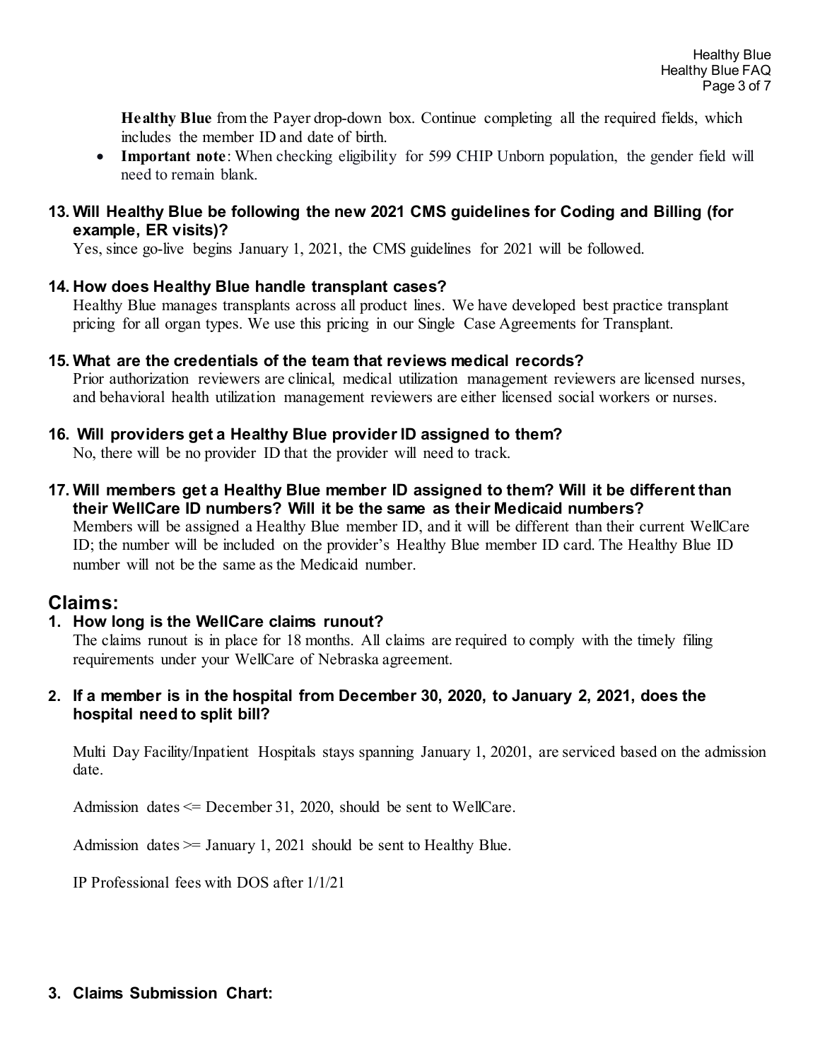**Healthy Blue** from the Payer drop-down box. Continue completing all the required fields, which includes the member ID and date of birth.

- **Important note**: When checking eligibility for 599 CHIP Unborn population, the gender field will need to remain blank.

**13. Will Healthy Blue be following the new 2021 CMS guidelines for Coding and Billing (for example, ER visits)?**

Yes, since go-live begins January 1, 2021, the CMS guidelines for 2021 will be followed.

**14. How does Healthy Blue handle transplant cases?**

Healthy Blue manages transplants across all product lines. We have developed best practice transplant pricing for all organ types. We use this pricing in our Single Case Agreements for Transplant.

**15. What are the credentials of the team that reviews medical records?**

Prior authorization reviewers are clinical, medical utilization management reviewers are licensed nurses, and behavioral health utilization management reviewers are either licensed social workers or nurses.

**16. Will providers get a Healthy Blue provider ID assigned to them?**

No, there will be no provider ID that the provider will need to track.

**17. Will members get a Healthy Blue member ID assigned to them? Will it be different than their WellCare ID numbers? Will it be the same as their Medicaid numbers?**

Members will be assigned a Healthy Blue member ID, and it will be different than their current WellCare ID; the number will be included on the provider's Healthy Blue member ID card. The Healthy Blue ID number will not be the same as the Medicaid number.

## Claims:

**1. How long is the WellCare claims runout?**

The claims runout is in place for 18 months. All claims are required to comply with the timely filing requirements under your WellCare of Nebraska agreement.

**2. If a member is in the hospital from December 30, 2020, to January 2, 2021, does the hospital need to split bill?**

Multi Day Facility/Inpatient Hospitals stays spanning January 1, 20201, are serviced based on the admission date.

Admission dates <= December 31, 2020, should be sent to WellCare.

Admission dates >= January 1, 2021 should be sent to Healthy Blue.

IP Professional fees with DOS after 1/1/21

**3. Claims Submission Chart:**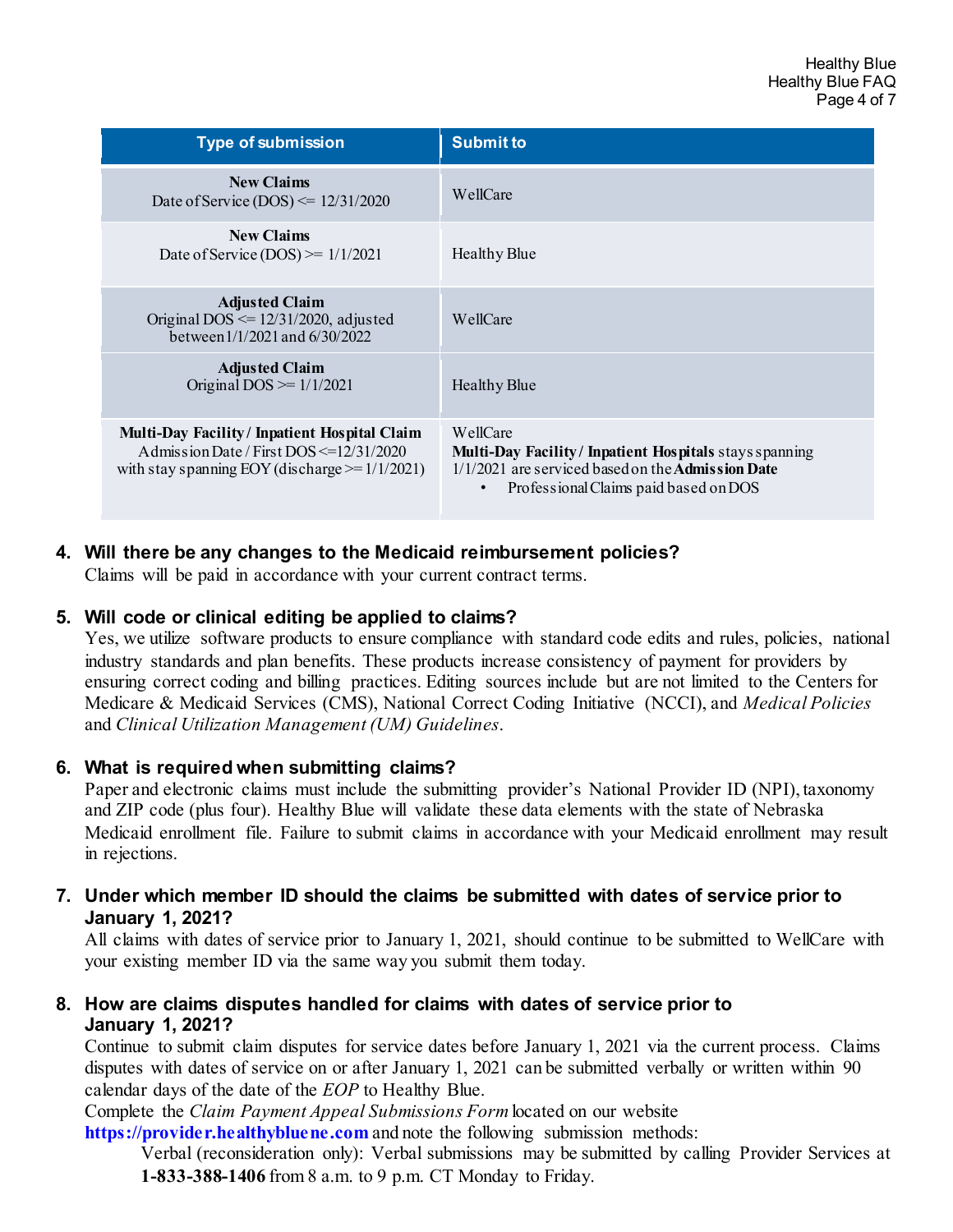| Type of submission | Submit to |
|---|---|
| **New Claims**<br>Date of Service (DOS) <= 12/31/2020 | WellCare |
| **New Claims**<br>Date of Service (DOS) >= 1/1/2021 | Healthy Blue |
| **Adjusted Claim**<br>Original DOS <= 12/31/2020, adjusted between 1/1/2021 and 6/30/2022 | WellCare |
| **Adjusted Claim**<br>Original DOS >= 1/1/2021 | Healthy Blue |
| **Multi-Day Facility / Inpatient Hospital Claim**<br>Admission Date / First DOS <=12/31/2020 with stay spanning EOY (discharge >= 1/1/2021) | WellCare<br>**Multi-Day Facility / Inpatient Hospitals** stays spanning 1/1/2021 are serviced based on the **Admission Date**<br>• Professional Claims paid based on DOS |

4. **Will there be any changes to the Medicaid reimbursement policies?**
   Claims will be paid in accordance with your current contract terms.

5. **Will code or clinical editing be applied to claims?**
   Yes, we utilize software products to ensure compliance with standard code edits and rules, policies, national industry standards and plan benefits. These products increase consistency of payment for providers by ensuring correct coding and billing practices. Editing sources include but are not limited to the Centers for Medicare & Medicaid Services (CMS), National Correct Coding Initiative (NCCI), and *Medical Policies* and *Clinical Utilization Management (UM) Guidelines*.

6. **What is required when submitting claims?**
   Paper and electronic claims must include the submitting provider's National Provider ID (NPI), taxonomy and ZIP code (plus four). Healthy Blue will validate these data elements with the state of Nebraska Medicaid enrollment file. Failure to submit claims in accordance with your Medicaid enrollment may result in rejections.

7. **Under which member ID should the claims be submitted with dates of service prior to January 1, 2021?**
   All claims with dates of service prior to January 1, 2021, should continue to be submitted to WellCare with your existing member ID via the same way you submit them today.

8. **How are claims disputes handled for claims with dates of service prior to January 1, 2021?**
   Continue to submit claim disputes for service dates before January 1, 2021 via the current process. Claims disputes with dates of service on or after January 1, 2021 can be submitted verbally or written within 90 calendar days of the date of the *EOP* to Healthy Blue.
   Complete the *Claim Payment Appeal Submissions Form* located on our website **https://provider.healthybluene.com** and note the following submission methods:
   
   Verbal (reconsideration only): Verbal submissions may be submitted by calling Provider Services at **1-833-388-1406** from 8 a.m. to 9 p.m. CT Monday to Friday.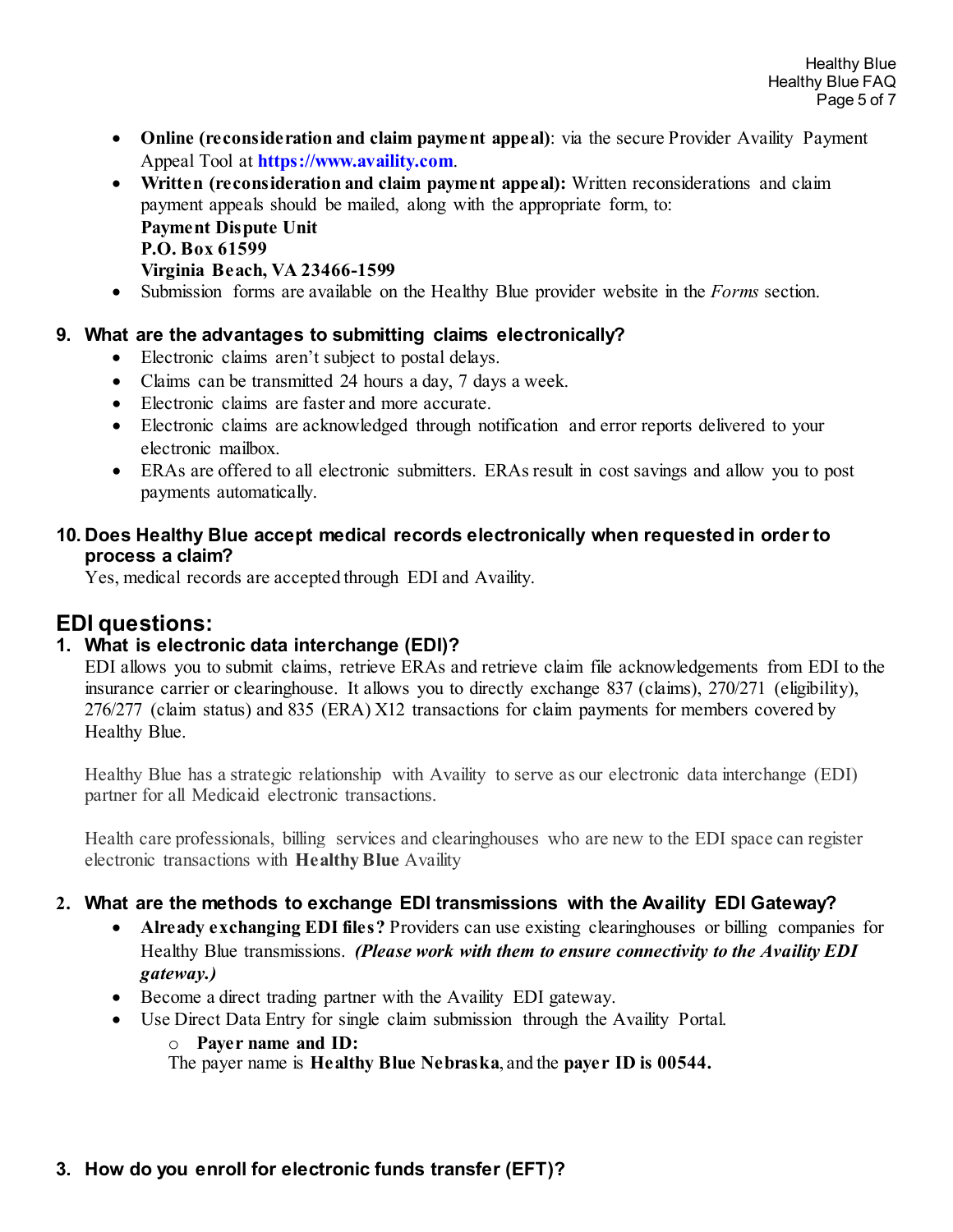- **Online (reconsideration and claim payment appeal)**: via the secure Provider Availity Payment Appeal Tool at **https://www.availity.com**.
- **Written (reconsideration and claim payment appeal):** Written reconsiderations and claim payment appeals should be mailed, along with the appropriate form, to:
  **Payment Dispute Unit**
  **P.O. Box 61599**
  **Virginia Beach, VA 23466-1599**
- Submission forms are available on the Healthy Blue provider website in the *Forms* section.

### 9. What are the advantages to submitting claims electronically?

- Electronic claims aren't subject to postal delays.
- Claims can be transmitted 24 hours a day, 7 days a week.
- Electronic claims are faster and more accurate.
- Electronic claims are acknowledged through notification and error reports delivered to your electronic mailbox.
- ERAs are offered to all electronic submitters. ERAs result in cost savings and allow you to post payments automatically.

### 10. Does Healthy Blue accept medical records electronically when requested in order to process a claim?

Yes, medical records are accepted through EDI and Availity.

## EDI questions:

### 1. What is electronic data interchange (EDI)?

EDI allows you to submit claims, retrieve ERAs and retrieve claim file acknowledgements from EDI to the insurance carrier or clearinghouse. It allows you to directly exchange 837 (claims), 270/271 (eligibility), 276/277 (claim status) and 835 (ERA) X12 transactions for claim payments for members covered by Healthy Blue.

Healthy Blue has a strategic relationship with Availity to serve as our electronic data interchange (EDI) partner for all Medicaid electronic transactions.

Health care professionals, billing services and clearinghouses who are new to the EDI space can register electronic transactions with **Healthy Blue** Availity

### 2. What are the methods to exchange EDI transmissions with the Availity EDI Gateway?

- **Already exchanging EDI files?** Providers can use existing clearinghouses or billing companies for Healthy Blue transmissions. ***(Please work with them to ensure connectivity to the Availity EDI gateway.)***
- Become a direct trading partner with the Availity EDI gateway.
- Use Direct Data Entry for single claim submission through the Availity Portal.
  - **Payer name and ID:**
    The payer name is **Healthy Blue Nebraska**, and the **payer ID is 00544.**

### 3. How do you enroll for electronic funds transfer (EFT)?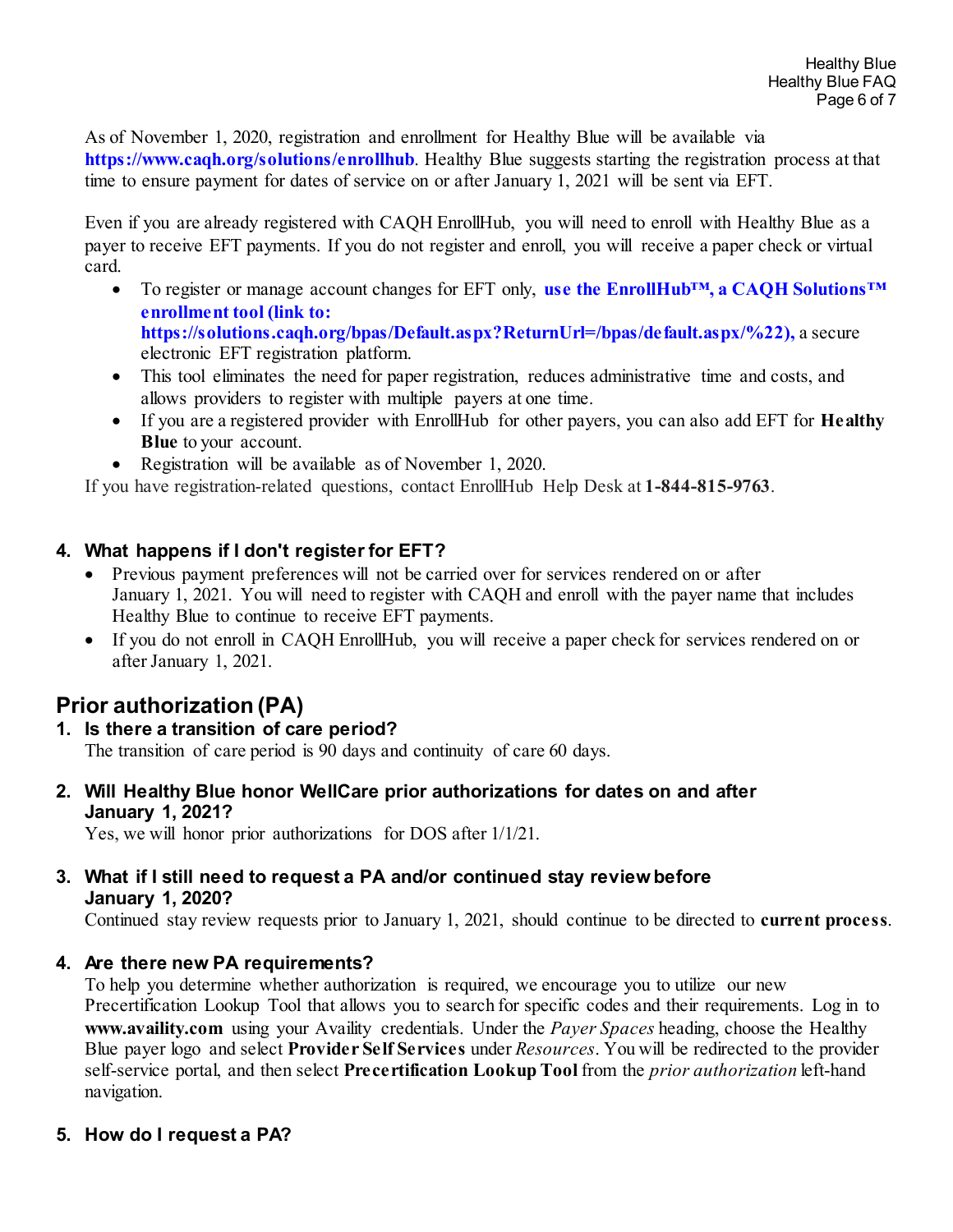As of November 1, 2020, registration and enrollment for Healthy Blue will be available via **https://www.caqh.org/solutions/enrollhub**. Healthy Blue suggests starting the registration process at that time to ensure payment for dates of service on or after January 1, 2021 will be sent via EFT.

Even if you are already registered with CAQH EnrollHub, you will need to enroll with Healthy Blue as a payer to receive EFT payments. If you do not register and enroll, you will receive a paper check or virtual card.

- To register or manage account changes for EFT only, **use the EnrollHub™, a CAQH Solutions™ enrollment tool (link to: https://solutions.caqh.org/bpas/Default.aspx?ReturnUrl=/bpas/default.aspx/%22),** a secure electronic EFT registration platform.
- This tool eliminates the need for paper registration, reduces administrative time and costs, and allows providers to register with multiple payers at one time.
- If you are a registered provider with EnrollHub for other payers, you can also add EFT for **Healthy Blue** to your account.
- Registration will be available as of November 1, 2020.

If you have registration-related questions, contact EnrollHub Help Desk at **1-844-815-9763**.

### 4. What happens if I don't register for EFT?

- Previous payment preferences will not be carried over for services rendered on or after January 1, 2021. You will need to register with CAQH and enroll with the payer name that includes Healthy Blue to continue to receive EFT payments.
- If you do not enroll in CAQH EnrollHub, you will receive a paper check for services rendered on or after January 1, 2021.

## Prior authorization (PA)

### 1. Is there a transition of care period?

The transition of care period is 90 days and continuity of care 60 days.

### 2. Will Healthy Blue honor WellCare prior authorizations for dates on and after January 1, 2021?

Yes, we will honor prior authorizations for DOS after 1/1/21.

### 3. What if I still need to request a PA and/or continued stay review before January 1, 2020?

Continued stay review requests prior to January 1, 2021, should continue to be directed to **current process**.

### 4. Are there new PA requirements?

To help you determine whether authorization is required, we encourage you to utilize our new Precertification Lookup Tool that allows you to search for specific codes and their requirements. Log in to **www.availity.com** using your Availity credentials. Under the *Payer Spaces* heading, choose the Healthy Blue payer logo and select **Provider Self Services** under *Resources*. You will be redirected to the provider self-service portal, and then select **Precertification Lookup Tool** from the *prior authorization* left-hand navigation.

### 5. How do I request a PA?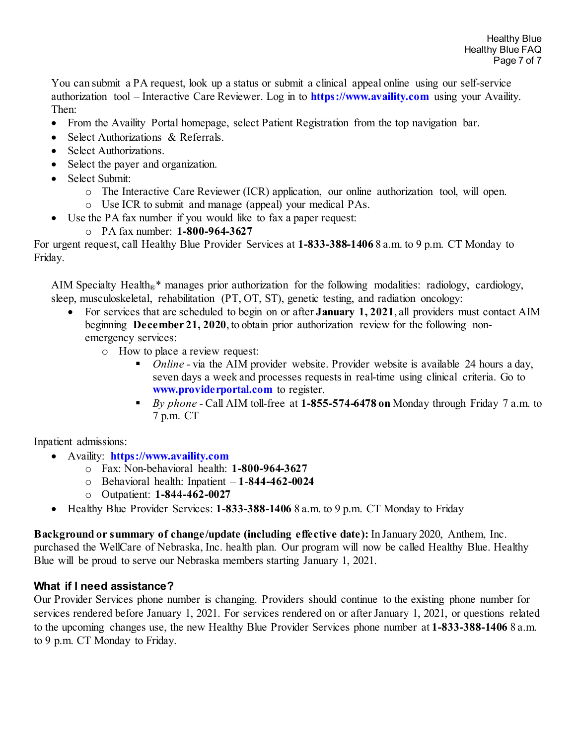You can submit a PA request, look up a status or submit a clinical appeal online using our self-service authorization tool – Interactive Care Reviewer. Log in to **https://www.availity.com** using your Availity. Then:

- From the Availity Portal homepage, select Patient Registration from the top navigation bar.
- Select Authorizations & Referrals.
- Select Authorizations.
- Select the payer and organization.
- Select Submit:
  - The Interactive Care Reviewer (ICR) application, our online authorization tool, will open.
  - Use ICR to submit and manage (appeal) your medical PAs.
- Use the PA fax number if you would like to fax a paper request:
  - PA fax number: **1-800-964-3627**

For urgent request, call Healthy Blue Provider Services at **1-833-388-1406** 8 a.m. to 9 p.m. CT Monday to Friday.

AIM Specialty Health®* manages prior authorization for the following modalities: radiology, cardiology, sleep, musculoskeletal, rehabilitation (PT, OT, ST), genetic testing, and radiation oncology:

- For services that are scheduled to begin on or after **January 1, 2021**, all providers must contact AIM beginning **December 21, 2020**, to obtain prior authorization review for the following non-emergency services:
  - How to place a review request:
    - *Online* - via the AIM provider website. Provider website is available 24 hours a day, seven days a week and processes requests in real-time using clinical criteria. Go to **www.providerportal.com** to register.
    - *By phone* - Call AIM toll-free at **1-855-574-6478 on** Monday through Friday 7 a.m. to 7 p.m. CT

Inpatient admissions:

- Availity: **https://www.availity.com**
  - Fax: Non-behavioral health: **1-800-964-3627**
  - Behavioral health: Inpatient – **1-844-462-0024**
  - Outpatient: **1-844-462-0027**
- Healthy Blue Provider Services: **1-833-388-1406** 8 a.m. to 9 p.m. CT Monday to Friday

**Background or summary of change/update (including effective date):** In January 2020, Anthem, Inc. purchased the WellCare of Nebraska, Inc. health plan. Our program will now be called Healthy Blue. Healthy Blue will be proud to serve our Nebraska members starting January 1, 2021.

### What if I need assistance?

Our Provider Services phone number is changing. Providers should continue to the existing phone number for services rendered before January 1, 2021. For services rendered on or after January 1, 2021, or questions related to the upcoming changes use, the new Healthy Blue Provider Services phone number at **1-833-388-1406** 8 a.m. to 9 p.m. CT Monday to Friday.